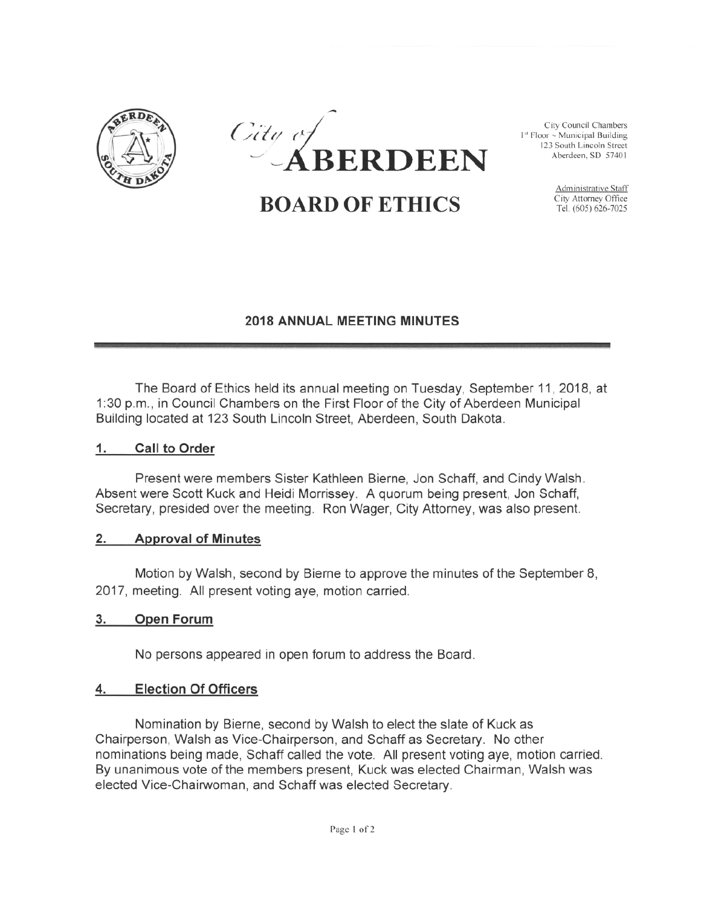City of ABERDEEN

# BOARD OF ETHICS

City Council Chambers
1st Floor ~ Municipal Building
123 South Lincoln Street
Aberdeen, SD 57401

Administrative Staff
City Attorney Office
Tel. (605) 626-7025

## 2018 ANNUAL MEETING MINUTES

The Board of Ethics held its annual meeting on Tuesday, September 11, 2018, at 1:30 p.m., in Council Chambers on the First Floor of the City of Aberdeen Municipal Building located at 123 South Lincoln Street, Aberdeen, South Dakota.

### 1. Call to Order

Present were members Sister Kathleen Bierne, Jon Schaff, and Cindy Walsh. Absent were Scott Kuck and Heidi Morrissey. A quorum being present, Jon Schaff, Secretary, presided over the meeting. Ron Wager, City Attorney, was also present.

### 2. Approval of Minutes

Motion by Walsh, second by Bierne to approve the minutes of the September 8, 2017, meeting. All present voting aye, motion carried.

### 3. Open Forum

No persons appeared in open forum to address the Board.

### 4. Election Of Officers

Nomination by Bierne, second by Walsh to elect the slate of Kuck as Chairperson, Walsh as Vice-Chairperson, and Schaff as Secretary. No other nominations being made, Schaff called the vote. All present voting aye, motion carried. By unanimous vote of the members present, Kuck was elected Chairman, Walsh was elected Vice-Chairwoman, and Schaff was elected Secretary.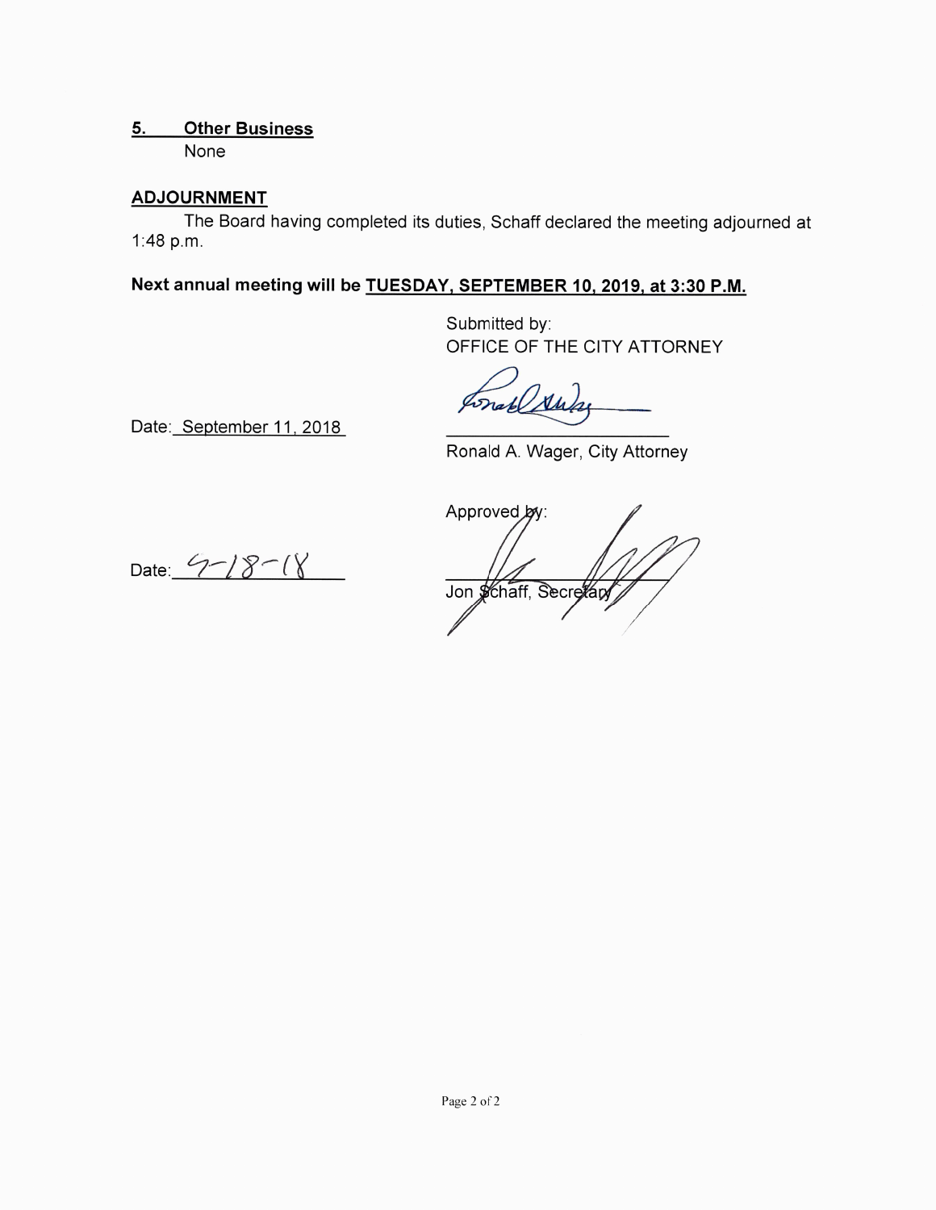## 5. Other Business

None

## ADJOURNMENT

The Board having completed its duties, Schaff declared the meeting adjourned at 1:48 p.m.

**Next annual meeting will be TUESDAY, SEPTEMBER 10, 2019, at 3:30 P.M.**

Submitted by:
OFFICE OF THE CITY ATTORNEY

Date: September 11, 2018

Ronald A. Wager, City Attorney

Approved by:

Date: 9-18-18

Jon Schaff, Secretary